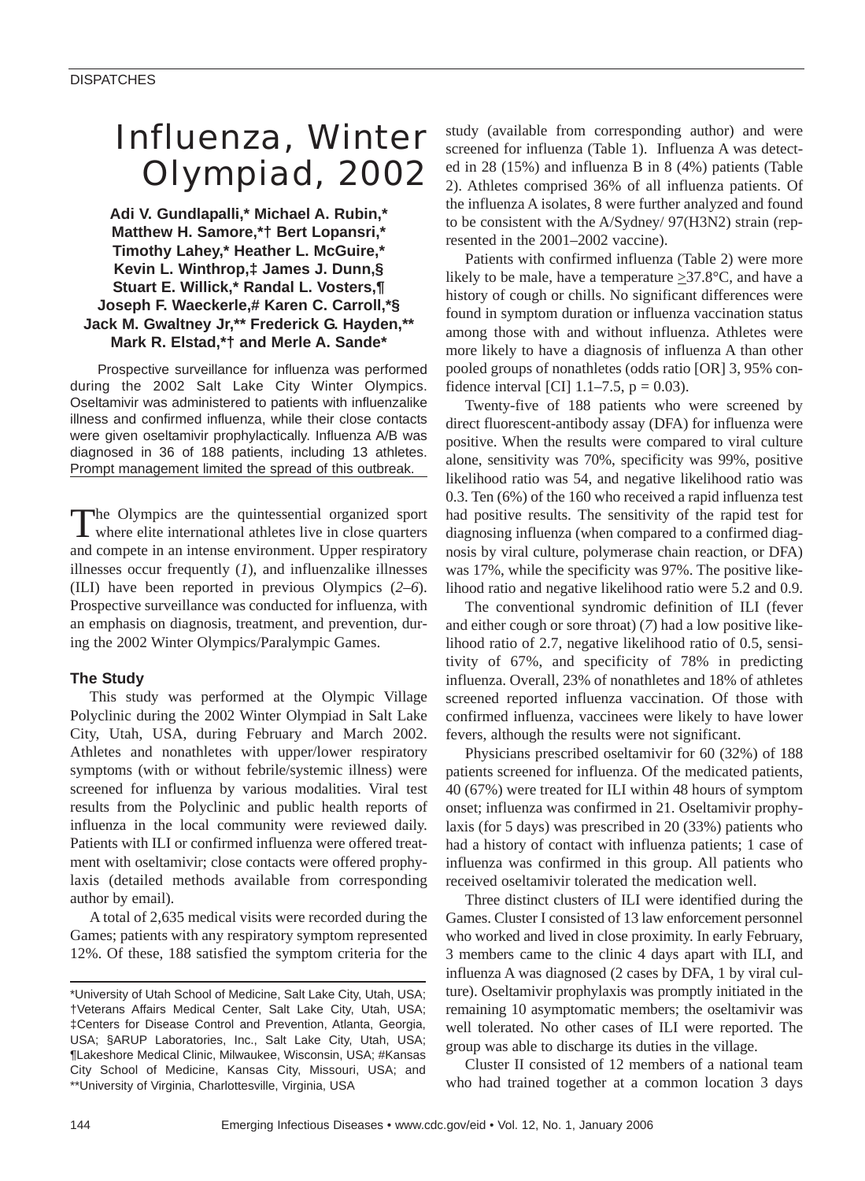DISPATCHES

# Influenza, Winter Olympiad, 2002

**Adi V. Gundlapalli,* Michael A. Rubin,* Matthew H. Samore,*† Bert Lopansri,* Timothy Lahey,* Heather L. McGuire,* Kevin L. Winthrop,‡ James J. Dunn,§ Stuart E. Willick,* Randal L. Vosters,¶ Joseph F. Waeckerle,# Karen C. Carroll,*§ Jack M. Gwaltney Jr,** Frederick G. Hayden,** Mark R. Elstad,*† and Merle A. Sande***

Prospective surveillance for influenza was performed during the 2002 Salt Lake City Winter Olympics. Oseltamivir was administered to patients with influenzalike illness and confirmed influenza, while their close contacts were given oseltamivir prophylactically. Influenza A/B was diagnosed in 36 of 188 patients, including 13 athletes. Prompt management limited the spread of this outbreak.

The Olympics are the quintessential organized sport where elite international athletes live in close quarters and compete in an intense environment. Upper respiratory illnesses occur frequently (*1*), and influenzalike illnesses (ILI) have been reported in previous Olympics (*2–6*). Prospective surveillance was conducted for influenza, with an emphasis on diagnosis, treatment, and prevention, during the 2002 Winter Olympics/Paralympic Games.

## The Study

This study was performed at the Olympic Village Polyclinic during the 2002 Winter Olympiad in Salt Lake City, Utah, USA, during February and March 2002. Athletes and nonathletes with upper/lower respiratory symptoms (with or without febrile/systemic illness) were screened for influenza by various modalities. Viral test results from the Polyclinic and public health reports of influenza in the local community were reviewed daily. Patients with ILI or confirmed influenza were offered treatment with oseltamivir; close contacts were offered prophylaxis (detailed methods available from corresponding author by email).

A total of 2,635 medical visits were recorded during the Games; patients with any respiratory symptom represented 12%. Of these, 188 satisfied the symptom criteria for the study (available from corresponding author) and were screened for influenza (Table 1). Influenza A was detected in 28 (15%) and influenza B in 8 (4%) patients (Table 2). Athletes comprised 36% of all influenza patients. Of the influenza A isolates, 8 were further analyzed and found to be consistent with the A/Sydney/ 97(H3N2) strain (represented in the 2001–2002 vaccine).

Patients with confirmed influenza (Table 2) were more likely to be male, have a temperature $\geq$37.8°C, and have a history of cough or chills. No significant differences were found in symptom duration or influenza vaccination status among those with and without influenza. Athletes were more likely to have a diagnosis of influenza A than other pooled groups of nonathletes (odds ratio [OR] 3, 95% confidence interval [CI] 1.1–7.5, $p = 0.03$).

Twenty-five of 188 patients who were screened by direct fluorescent-antibody assay (DFA) for influenza were positive. When the results were compared to viral culture alone, sensitivity was 70%, specificity was 99%, positive likelihood ratio was 54, and negative likelihood ratio was 0.3. Ten (6%) of the 160 who received a rapid influenza test had positive results. The sensitivity of the rapid test for diagnosing influenza (when compared to a confirmed diagnosis by viral culture, polymerase chain reaction, or DFA) was 17%, while the specificity was 97%. The positive likelihood ratio and negative likelihood ratio were 5.2 and 0.9.

The conventional syndromic definition of ILI (fever and either cough or sore throat) (*7*) had a low positive likelihood ratio of 2.7, negative likelihood ratio of 0.5, sensitivity of 67%, and specificity of 78% in predicting influenza. Overall, 23% of nonathletes and 18% of athletes screened reported influenza vaccination. Of those with confirmed influenza, vaccinees were likely to have lower fevers, although the results were not significant.

Physicians prescribed oseltamivir for 60 (32%) of 188 patients screened for influenza. Of the medicated patients, 40 (67%) were treated for ILI within 48 hours of symptom onset; influenza was confirmed in 21. Oseltamivir prophylaxis (for 5 days) was prescribed in 20 (33%) patients who had a history of contact with influenza patients; 1 case of influenza was confirmed in this group. All patients who received oseltamivir tolerated the medication well.

Three distinct clusters of ILI were identified during the Games. Cluster I consisted of 13 law enforcement personnel who worked and lived in close proximity. In early February, 3 members came to the clinic 4 days apart with ILI, and influenza A was diagnosed (2 cases by DFA, 1 by viral culture). Oseltamivir prophylaxis was promptly initiated in the remaining 10 asymptomatic members; the oseltamivir was well tolerated. No other cases of ILI were reported. The group was able to discharge its duties in the village.

Cluster II consisted of 12 members of a national team who had trained together at a common location 3 days

---

*University of Utah School of Medicine, Salt Lake City, Utah, USA; †Veterans Affairs Medical Center, Salt Lake City, Utah, USA; ‡Centers for Disease Control and Prevention, Atlanta, Georgia, USA; §ARUP Laboratories, Inc., Salt Lake City, Utah, USA; ¶Lakeshore Medical Clinic, Milwaukee, Wisconsin, USA; #Kansas City School of Medicine, Kansas City, Missouri, USA; and **University of Virginia, Charlottesville, Virginia, USA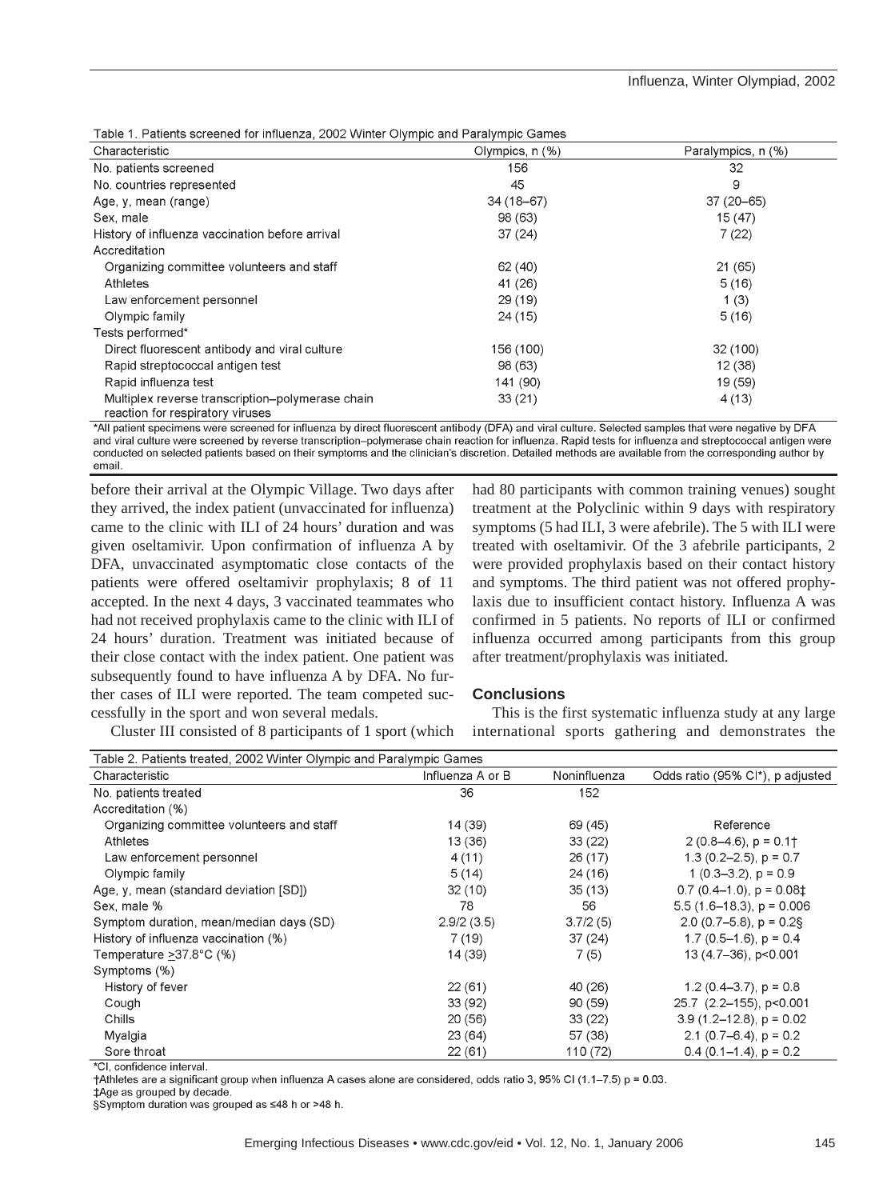Table 1. Patients screened for influenza, 2002 Winter Olympic and Paralympic Games

| Characteristic | Olympics, n (%) | Paralympics, n (%) |
|---|---|---|
| No. patients screened | 156 | 32 |
| No. countries represented | 45 | 9 |
| Age, y, mean (range) | 34 (18–67) | 37 (20–65) |
| Sex, male | 98 (63) | 15 (47) |
| History of influenza vaccination before arrival | 37 (24) | 7 (22) |
| Accreditation | | |
| Organizing committee volunteers and staff | 62 (40) | 21 (65) |
| Athletes | 41 (26) | 5 (16) |
| Law enforcement personnel | 29 (19) | 1 (3) |
| Olympic family | 24 (15) | 5 (16) |
| Tests performed* | | |
| Direct fluorescent antibody and viral culture | 156 (100) | 32 (100) |
| Rapid streptococcal antigen test | 98 (63) | 12 (38) |
| Rapid influenza test | 141 (90) | 19 (59) |
| Multiplex reverse transcription–polymerase chain reaction for respiratory viruses | 33 (21) | 4 (13) |

*All patient specimens were screened for influenza by direct fluorescent antibody (DFA) and viral culture. Selected samples that were negative by DFA and viral culture were screened by reverse transcription–polymerase chain reaction for influenza. Rapid tests for influenza and streptococcal antigen were conducted on selected patients based on their symptoms and the clinician's discretion. Detailed methods are available from the corresponding author by email.

before their arrival at the Olympic Village. Two days after they arrived, the index patient (unvaccinated for influenza) came to the clinic with ILI of 24 hours' duration and was given oseltamivir. Upon confirmation of influenza A by DFA, unvaccinated asymptomatic close contacts of the patients were offered oseltamivir prophylaxis; 8 of 11 accepted. In the next 4 days, 3 vaccinated teammates who had not received prophylaxis came to the clinic with ILI of 24 hours' duration. Treatment was initiated because of their close contact with the index patient. One patient was subsequently found to have influenza A by DFA. No further cases of ILI were reported. The team competed successfully in the sport and won several medals.

Cluster III consisted of 8 participants of 1 sport (which had 80 participants with common training venues) sought treatment at the Polyclinic within 9 days with respiratory symptoms (5 had ILI, 3 were afebrile). The 5 with ILI were treated with oseltamivir. Of the 3 afebrile participants, 2 were provided prophylaxis based on their contact history and symptoms. The third patient was not offered prophylaxis due to insufficient contact history. Influenza A was confirmed in 5 patients. No reports of ILI or confirmed influenza occurred among participants from this group after treatment/prophylaxis was initiated.

## Conclusions

This is the first systematic influenza study at any large international sports gathering and demonstrates the

Table 2. Patients treated, 2002 Winter Olympic and Paralympic Games

| Characteristic | Influenza A or B | Noninfluenza | Odds ratio (95% CI*), p adjusted |
|---|---|---|---|
| No. patients treated | 36 | 152 | |
| Accreditation (%) | | | |
| Organizing committee volunteers and staff | 14 (39) | 69 (45) | Reference |
| Athletes | 13 (36) | 33 (22) | 2 (0.8–4.6), p = 0.1† |
| Law enforcement personnel | 4 (11) | 26 (17) | 1.3 (0.2–2.5), p = 0.7 |
| Olympic family | 5 (14) | 24 (16) | 1 (0.3–3.2), p = 0.9 |
| Age, y, mean (standard deviation [SD]) | 32 (10) | 35 (13) | 0.7 (0.4–1.0), p = 0.08‡ |
| Sex, male % | 78 | 56 | 5.5 (1.6–18.3), p = 0.006 |
| Symptom duration, mean/median days (SD) | 2.9/2 (3.5) | 3.7/2 (5) | 2.0 (0.7–5.8), p = 0.2§ |
| History of influenza vaccination (%) | 7 (19) | 37 (24) | 1.7 (0.5–1.6), p = 0.4 |
| Temperature ≥37.8°C (%) | 14 (39) | 7 (5) | 13 (4.7–36), p<0.001 |
| Symptoms (%) | | | |
| History of fever | 22 (61) | 40 (26) | 1.2 (0.4–3.7), p = 0.8 |
| Cough | 33 (92) | 90 (59) | 25.7 (2.2–155), p<0.001 |
| Chills | 20 (56) | 33 (22) | 3.9 (1.2–12.8), p = 0.02 |
| Myalgia | 23 (64) | 57 (38) | 2.1 (0.7–6.4), p = 0.2 |
| Sore throat | 22 (61) | 110 (72) | 0.4 (0.1–1.4), p = 0.2 |

*CI, confidence interval.
†Athletes are a significant group when influenza A cases alone are considered, odds ratio 3, 95% CI (1.1–7.5) p = 0.03.
‡Age as grouped by decade.
§Symptom duration was grouped as ≤48 h or >48 h.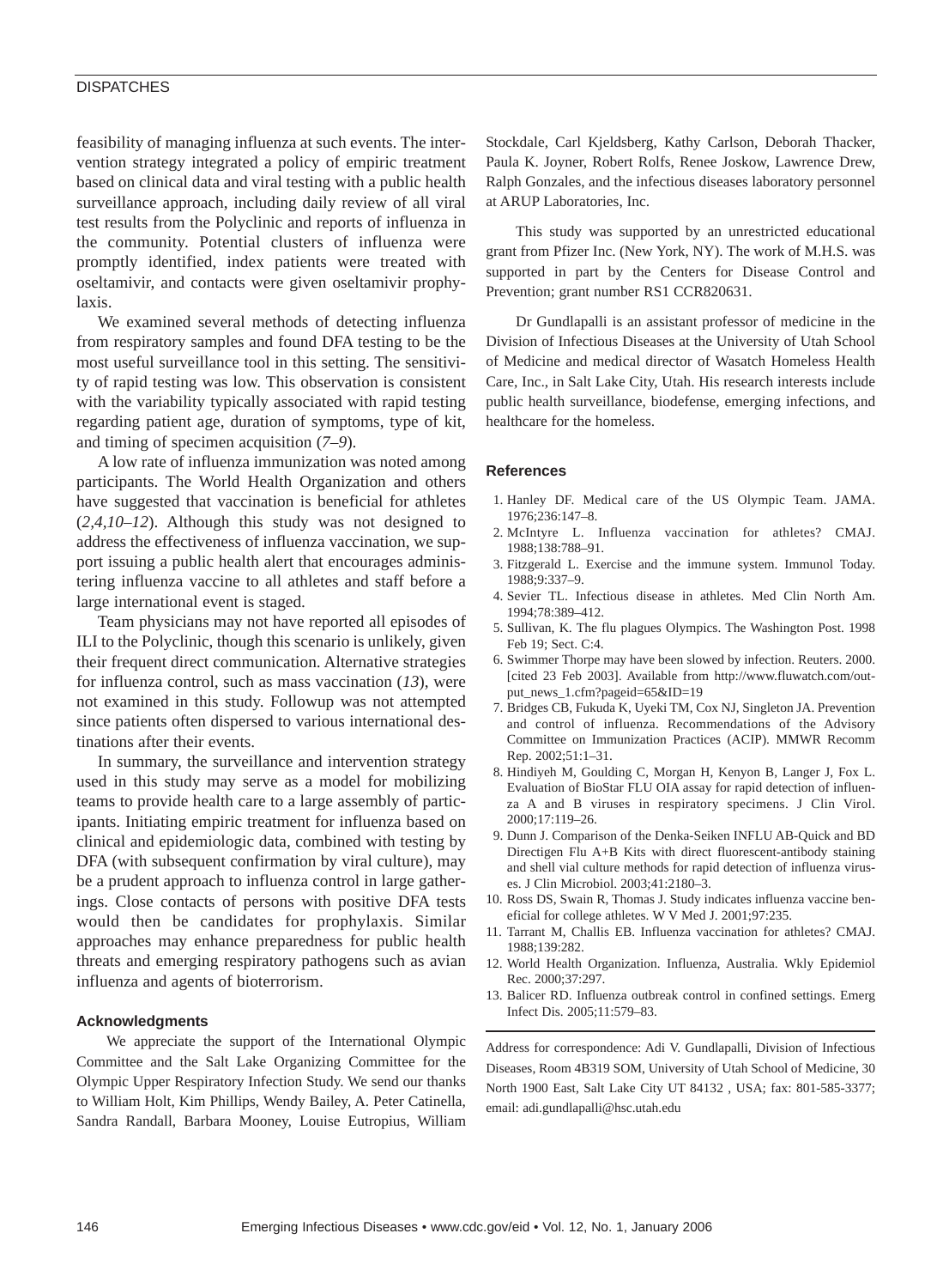feasibility of managing influenza at such events. The intervention strategy integrated a policy of empiric treatment based on clinical data and viral testing with a public health surveillance approach, including daily review of all viral test results from the Polyclinic and reports of influenza in the community. Potential clusters of influenza were promptly identified, index patients were treated with oseltamivir, and contacts were given oseltamivir prophylaxis.

We examined several methods of detecting influenza from respiratory samples and found DFA testing to be the most useful surveillance tool in this setting. The sensitivity of rapid testing was low. This observation is consistent with the variability typically associated with rapid testing regarding patient age, duration of symptoms, type of kit, and timing of specimen acquisition (*7–9*).

A low rate of influenza immunization was noted among participants. The World Health Organization and others have suggested that vaccination is beneficial for athletes (*2,4,10–12*). Although this study was not designed to address the effectiveness of influenza vaccination, we support issuing a public health alert that encourages administering influenza vaccine to all athletes and staff before a large international event is staged.

Team physicians may not have reported all episodes of ILI to the Polyclinic, though this scenario is unlikely, given their frequent direct communication. Alternative strategies for influenza control, such as mass vaccination (*13*), were not examined in this study. Followup was not attempted since patients often dispersed to various international destinations after their events.

In summary, the surveillance and intervention strategy used in this study may serve as a model for mobilizing teams to provide health care to a large assembly of participants. Initiating empiric treatment for influenza based on clinical and epidemiologic data, combined with testing by DFA (with subsequent confirmation by viral culture), may be a prudent approach to influenza control in large gatherings. Close contacts of persons with positive DFA tests would then be candidates for prophylaxis. Similar approaches may enhance preparedness for public health threats and emerging respiratory pathogens such as avian influenza and agents of bioterrorism.

### Acknowledgments

We appreciate the support of the International Olympic Committee and the Salt Lake Organizing Committee for the Olympic Upper Respiratory Infection Study. We send our thanks to William Holt, Kim Phillips, Wendy Bailey, A. Peter Catinella, Sandra Randall, Barbara Mooney, Louise Eutropius, William Stockdale, Carl Kjeldsberg, Kathy Carlson, Deborah Thacker, Paula K. Joyner, Robert Rolfs, Renee Joskow, Lawrence Drew, Ralph Gonzales, and the infectious diseases laboratory personnel at ARUP Laboratories, Inc.

This study was supported by an unrestricted educational grant from Pfizer Inc. (New York, NY). The work of M.H.S. was supported in part by the Centers for Disease Control and Prevention; grant number RS1 CCR820631.

Dr Gundlapalli is an assistant professor of medicine in the Division of Infectious Diseases at the University of Utah School of Medicine and medical director of Wasatch Homeless Health Care, Inc., in Salt Lake City, Utah. His research interests include public health surveillance, biodefense, emerging infections, and healthcare for the homeless.

### References

1. Hanley DF. Medical care of the US Olympic Team. JAMA. 1976;236:147–8.
2. McIntyre L. Influenza vaccination for athletes? CMAJ. 1988;138:788–91.
3. Fitzgerald L. Exercise and the immune system. Immunol Today. 1988;9:337–9.
4. Sevier TL. Infectious disease in athletes. Med Clin North Am. 1994;78:389–412.
5. Sullivan, K. The flu plagues Olympics. The Washington Post. 1998 Feb 19; Sect. C:4.
6. Swimmer Thorpe may have been slowed by infection. Reuters. 2000. [cited 23 Feb 2003]. Available from http://www.fluwatch.com/output_news_1.cfm?pageid=65&ID=19
7. Bridges CB, Fukuda K, Uyeki TM, Cox NJ, Singleton JA. Prevention and control of influenza. Recommendations of the Advisory Committee on Immunization Practices (ACIP). MMWR Recomm Rep. 2002;51:1–31.
8. Hindiyeh M, Goulding C, Morgan H, Kenyon B, Langer J, Fox L. Evaluation of BioStar FLU OIA assay for rapid detection of influenza A and B viruses in respiratory specimens. J Clin Virol. 2000;17:119–26.
9. Dunn J. Comparison of the Denka-Seiken INFLU AB-Quick and BD Directigen Flu A+B Kits with direct fluorescent-antibody staining and shell vial culture methods for rapid detection of influenza viruses. J Clin Microbiol. 2003;41:2180–3.
10. Ross DS, Swain R, Thomas J. Study indicates influenza vaccine beneficial for college athletes. W V Med J. 2001;97:235.
11. Tarrant M, Challis EB. Influenza vaccination for athletes? CMAJ. 1988;139:282.
12. World Health Organization. Influenza, Australia. Wkly Epidemiol Rec. 2000;37:297.
13. Balicer RD. Influenza outbreak control in confined settings. Emerg Infect Dis. 2005;11:579–83.

Address for correspondence: Adi V. Gundlapalli, Division of Infectious Diseases, Room 4B319 SOM, University of Utah School of Medicine, 30 North 1900 East, Salt Lake City UT 84132 , USA; fax: 801-585-3377; email: adi.gundlapalli@hsc.utah.edu